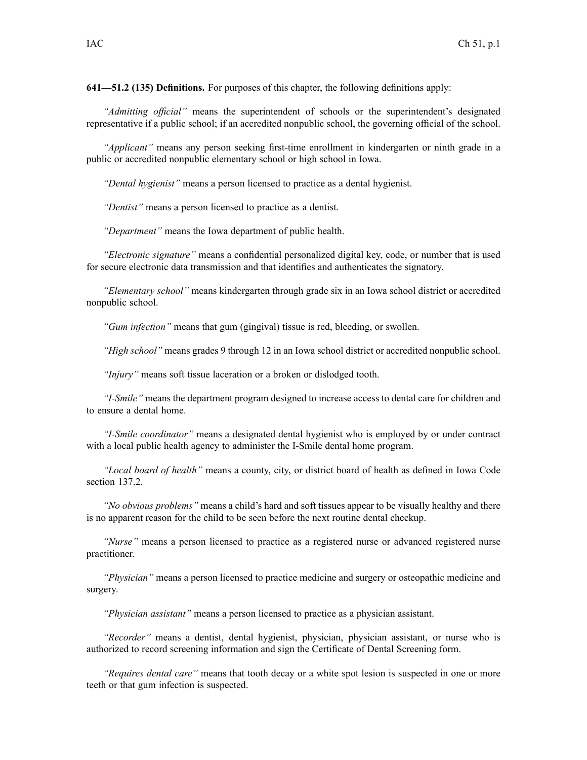**641—51.2 (135) Definitions.** For purposes of this chapter, the following definitions apply:

*"Admitting official"* means the superintendent of schools or the superintendent's designated representative if a public school; if an accredited nonpublic school, the governing official of the school.

*"Applicant"* means any person seeking first-time enrollment in kindergarten or ninth grade in a public or accredited nonpublic elementary school or high school in Iowa.

*"Dental hygienist"* means a person licensed to practice as a dental hygienist.

*"Dentist"* means a person licensed to practice as a dentist.

*"Department"* means the Iowa department of public health.

*"Electronic signature"* means a confidential personalized digital key, code, or number that is used for secure electronic data transmission and that identifies and authenticates the signatory.

*"Elementary school"* means kindergarten through grade six in an Iowa school district or accredited nonpublic school.

*"Gum infection"* means that gum (gingival) tissue is red, bleeding, or swollen.

*"High school"* means grades 9 through 12 in an Iowa school district or accredited nonpublic school.

*"Injury"* means soft tissue laceration or a broken or dislodged tooth.

*"I-Smile"* means the department program designed to increase access to dental care for children and to ensure a dental home.

*"I-Smile coordinator"* means a designated dental hygienist who is employed by or under contract with a local public health agency to administer the I-Smile dental home program.

*"Local board of health"* means a county, city, or district board of health as defined in Iowa Code section 137.2.

*"No obvious problems"* means a child's hard and soft tissues appear to be visually healthy and there is no apparent reason for the child to be seen before the next routine dental checkup.

*"Nurse"* means a person licensed to practice as a registered nurse or advanced registered nurse practitioner.

*"Physician"* means a person licensed to practice medicine and surgery or osteopathic medicine and surgery.

*"Physician assistant"* means a person licensed to practice as a physician assistant.

*"Recorder"* means a dentist, dental hygienist, physician, physician assistant, or nurse who is authorized to record screening information and sign the Certificate of Dental Screening form.

*"Requires dental care"* means that tooth decay or a white spot lesion is suspected in one or more teeth or that gum infection is suspected.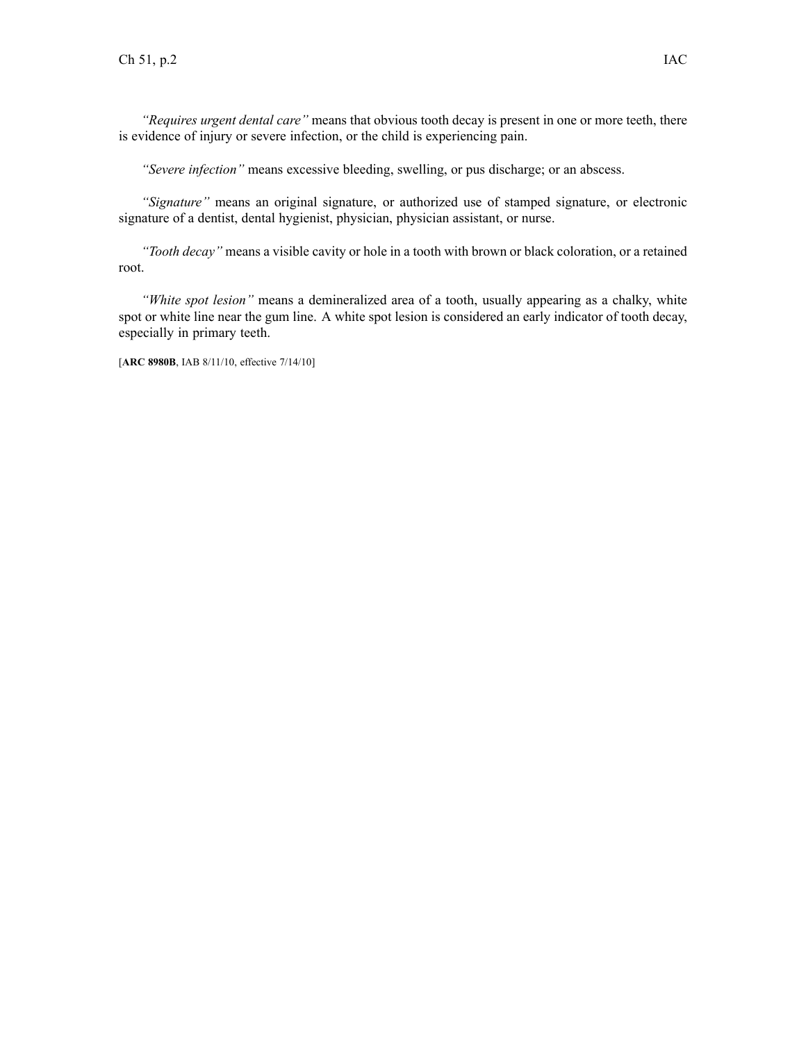*"Requires urgent dental care"* means that obvious tooth decay is present in one or more teeth, there is evidence of injury or severe infection, or the child is experiencing pain.

*"Severe infection"* means excessive bleeding, swelling, or pus discharge; or an abscess.

*"Signature"* means an original signature, or authorized use of stamped signature, or electronic signature of a dentist, dental hygienist, physician, physician assistant, or nurse.

*"Tooth decay"* means a visible cavity or hole in a tooth with brown or black coloration, or a retained root.

*"White spot lesion"* means a demineralized area of a tooth, usually appearing as a chalky, white spot or white line near the gum line. A white spot lesion is considered an early indicator of tooth decay, especially in primary teeth.

[**ARC 8980B**, IAB 8/11/10, effective 7/14/10]